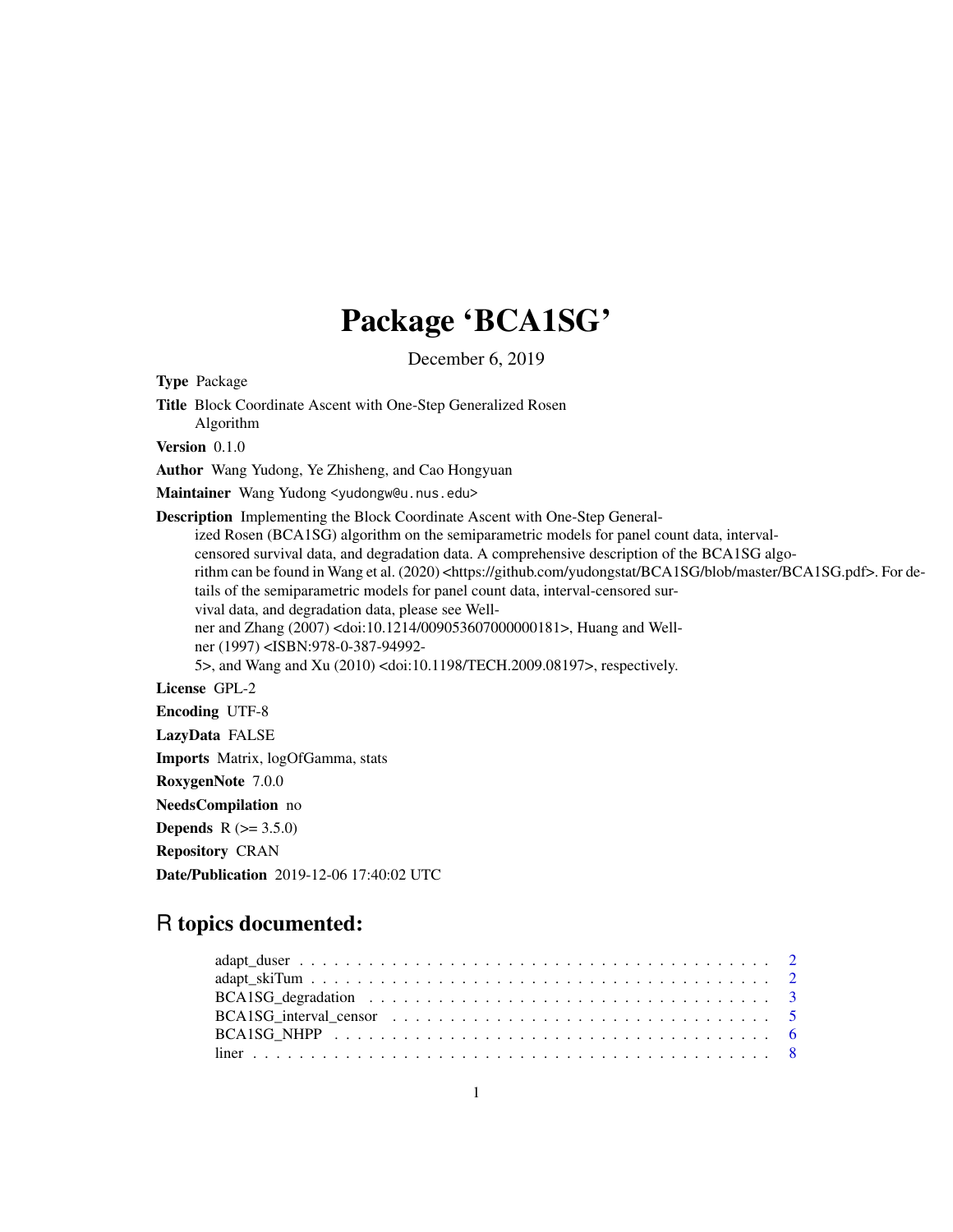# Package 'BCA1SG'

December 6, 2019

**Type** Package

**Title** Block Coordinate Ascent with One-Step Generalized Rosen Algorithm

**Version** 0.1.0

**Author** Wang Yudong, Ye Zhisheng, and Cao Hongyuan

**Maintainer** Wang Yudong <yudongw@u.nus.edu>

**Description** Implementing the Block Coordinate Ascent with One-Step Generalized Rosen (BCA1SG) algorithm on the semiparametric models for panel count data, interval-censored survival data, and degradation data. A comprehensive description of the BCA1SG algorithm can be found in Wang et al. (2020) <https://github.com/yudongstat/BCA1SG/blob/master/BCA1SG.pdf>. For details of the semiparametric models for panel count data, interval-censored survival data, and degradation data, please see Wellner and Zhang (2007) <doi:10.1214/009053607000000181>, Huang and Wellner (1997) <ISBN:978-0-387-94992-5>, and Wang and Xu (2010) <doi:10.1198/TECH.2009.08197>, respectively.

**License** GPL-2

**Encoding** UTF-8

**LazyData** FALSE

**Imports** Matrix, logOfGamma, stats

**RoxygenNote** 7.0.0

**NeedsCompilation** no

**Depends** R (>= 3.5.0)

**Repository** CRAN

**Date/Publication** 2019-12-06 17:40:02 UTC

## R topics documented:

- adapt_duser . . . . . . . . . . . . . . . . . . . . . . . . . . . . . . . . . . . . . . . 2
- adapt_skiTum . . . . . . . . . . . . . . . . . . . . . . . . . . . . . . . . . . . . . . 2
- BCA1SG_degradation . . . . . . . . . . . . . . . . . . . . . . . . . . . . . . . . . . 3
- BCA1SG_interval_censor . . . . . . . . . . . . . . . . . . . . . . . . . . . . . . . . 5
- BCA1SG_NHPP . . . . . . . . . . . . . . . . . . . . . . . . . . . . . . . . . . . . . 6
- liner . . . . . . . . . . . . . . . . . . . . . . . . . . . . . . . . . . . . . . . . . . . 8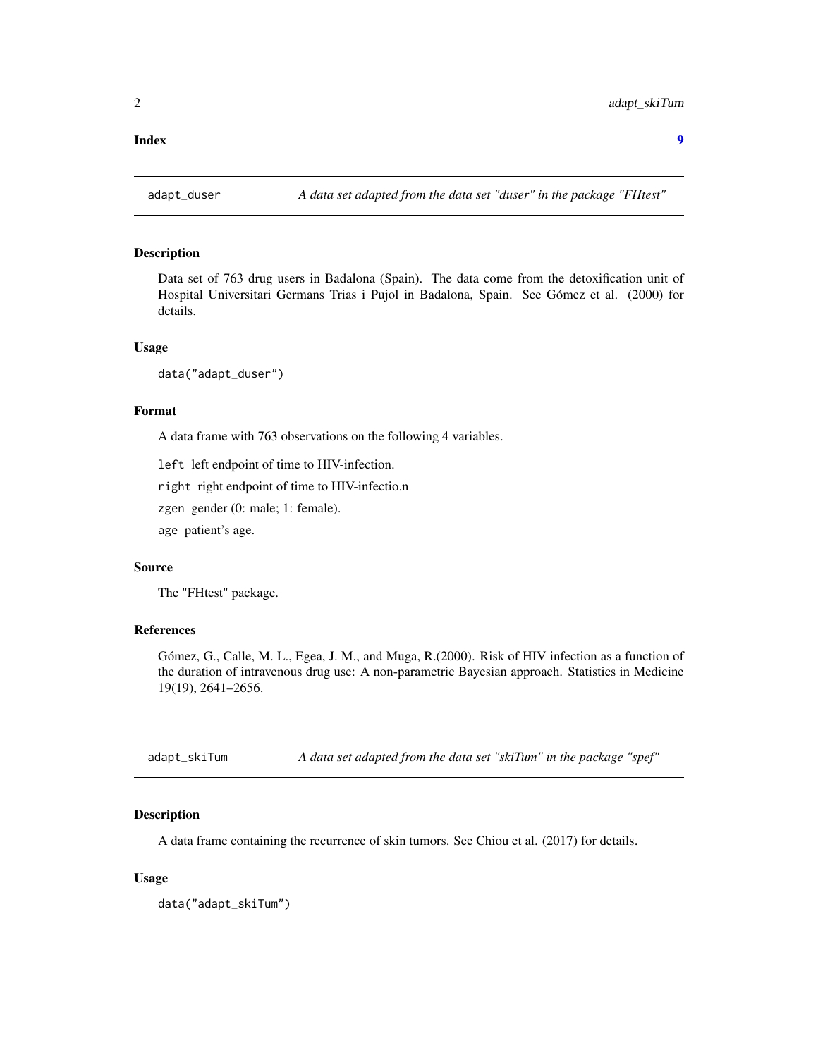**Index** **9**

---

`adapt_duser` *A data set adapted from the data set "duser" in the package "FHtest"*

---

## Description

Data set of 763 drug users in Badalona (Spain). The data come from the detoxification unit of Hospital Universitari Germans Trias i Pujol in Badalona, Spain. See Gómez et al. (2000) for details.

## Usage

```
data("adapt_duser")
```

## Format

A data frame with 763 observations on the following 4 variables.

`left` left endpoint of time to HIV-infection.

`right` right endpoint of time to HIV-infectio.n

`zgen` gender (0: male; 1: female).

`age` patient's age.

## Source

The "FHtest" package.

## References

Gómez, G., Calle, M. L., Egea, J. M., and Muga, R.(2000). Risk of HIV infection as a function of the duration of intravenous drug use: A non-parametric Bayesian approach. Statistics in Medicine 19(19), 2641–2656.

---

`adapt_skiTum` *A data set adapted from the data set "skiTum" in the package "spef"*

---

## Description

A data frame containing the recurrence of skin tumors. See Chiou et al. (2017) for details.

## Usage

```
data("adapt_skiTum")
```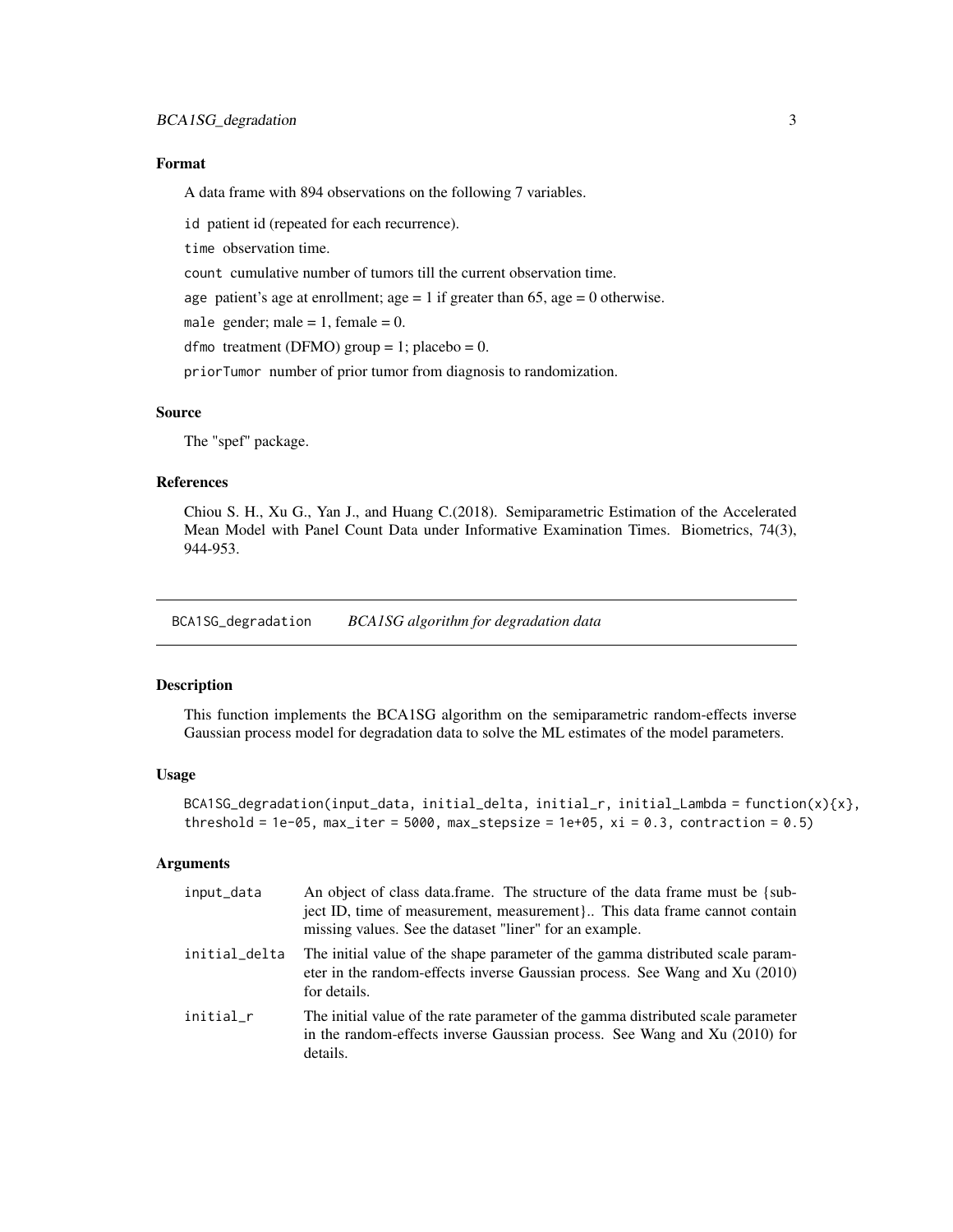### Format

A data frame with 894 observations on the following 7 variables.

`id` patient id (repeated for each recurrence).

`time` observation time.

`count` cumulative number of tumors till the current observation time.

`age` patient's age at enrollment; age = 1 if greater than 65, age = 0 otherwise.

`male` gender; male = 1, female = 0.

`dfmo` treatment (DFMO) group = 1; placebo = 0.

`priorTumor` number of prior tumor from diagnosis to randomization.

### Source

The "spef" package.

### References

Chiou S. H., Xu G., Yan J., and Huang C.(2018). Semiparametric Estimation of the Accelerated Mean Model with Panel Count Data under Informative Examination Times. Biometrics, 74(3), 944-953.

---

## BCA1SG_degradation — *BCA1SG algorithm for degradation data*

---

### Description

This function implements the BCA1SG algorithm on the semiparametric random-effects inverse Gaussian process model for degradation data to solve the ML estimates of the model parameters.

### Usage

```
BCA1SG_degradation(input_data, initial_delta, initial_r, initial_Lambda = function(x){x},
threshold = 1e-05, max_iter = 5000, max_stepsize = 1e+05, xi = 0.3, contraction = 0.5)
```

### Arguments

| | |
|---|---|
| `input_data` | An object of class data.frame. The structure of the data frame must be {subject ID, time of measurement, measurement}.. This data frame cannot contain missing values. See the dataset "liner" for an example. |
| `initial_delta` | The initial value of the shape parameter of the gamma distributed scale parameter in the random-effects inverse Gaussian process. See Wang and Xu (2010) for details. |
| `initial_r` | The initial value of the rate parameter of the gamma distributed scale parameter in the random-effects inverse Gaussian process. See Wang and Xu (2010) for details. |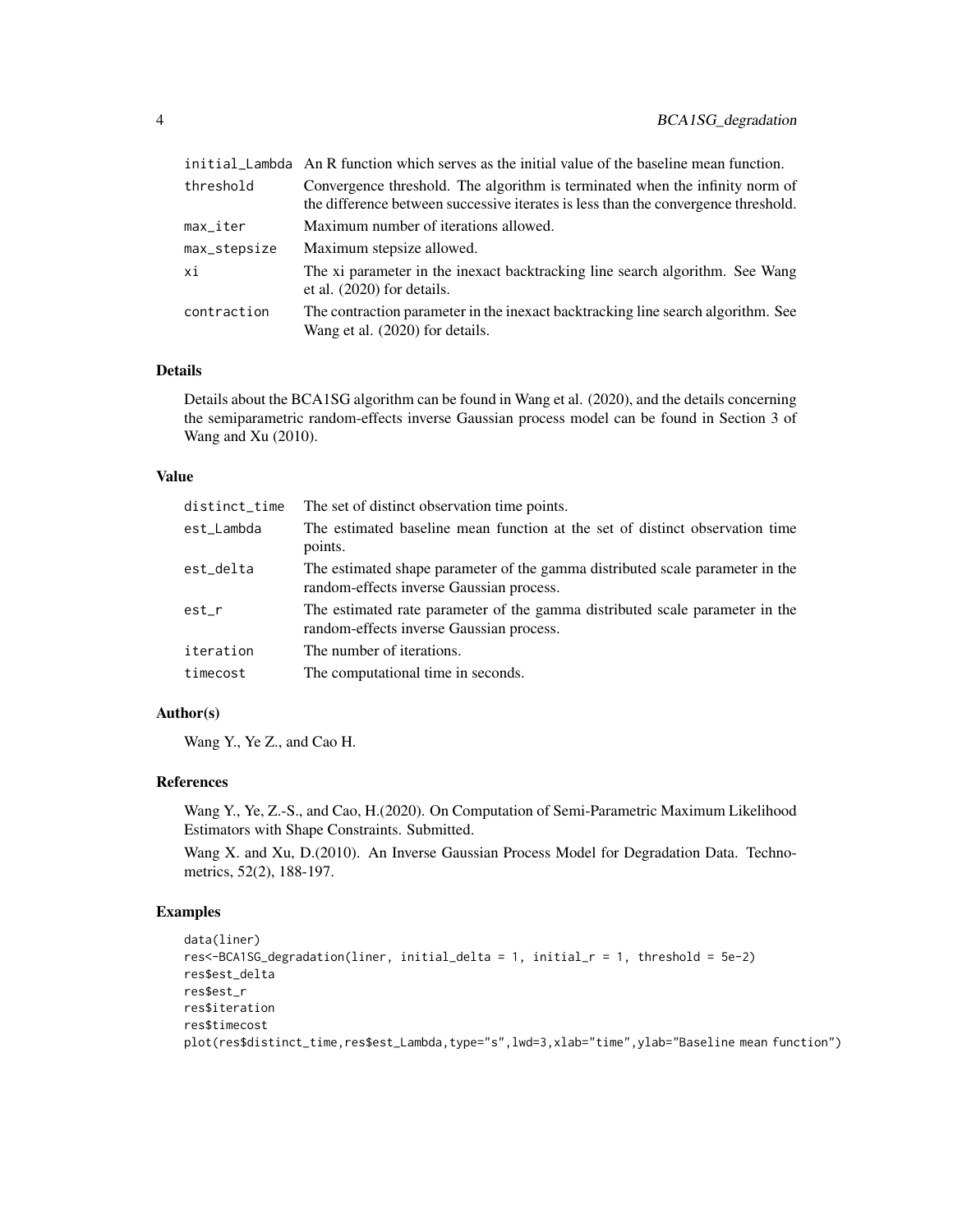| | |
|---|---|
| initial_Lambda | An R function which serves as the initial value of the baseline mean function. |
| threshold | Convergence threshold. The algorithm is terminated when the infinity norm of the difference between successive iterates is less than the convergence threshold. |
| max_iter | Maximum number of iterations allowed. |
| max_stepsize | Maximum stepsize allowed. |
| xi | The xi parameter in the inexact backtracking line search algorithm. See Wang et al. (2020) for details. |
| contraction | The contraction parameter in the inexact backtracking line search algorithm. See Wang et al. (2020) for details. |

### Details

Details about the BCA1SG algorithm can be found in Wang et al. (2020), and the details concerning the semiparametric random-effects inverse Gaussian process model can be found in Section 3 of Wang and Xu (2010).

### Value

| | |
|---|---|
| distinct_time | The set of distinct observation time points. |
| est_Lambda | The estimated baseline mean function at the set of distinct observation time points. |
| est_delta | The estimated shape parameter of the gamma distributed scale parameter in the random-effects inverse Gaussian process. |
| est_r | The estimated rate parameter of the gamma distributed scale parameter in the random-effects inverse Gaussian process. |
| iteration | The number of iterations. |
| timecost | The computational time in seconds. |

### Author(s)

Wang Y., Ye Z., and Cao H.

### References

Wang Y., Ye, Z.-S., and Cao, H.(2020). On Computation of Semi-Parametric Maximum Likelihood Estimators with Shape Constraints. Submitted.

Wang X. and Xu, D.(2010). An Inverse Gaussian Process Model for Degradation Data. Technometrics, 52(2), 188-197.

### Examples

```
data(liner)
res<-BCA1SG_degradation(liner, initial_delta = 1, initial_r = 1, threshold = 5e-2)
res$est_delta
res$est_r
res$iteration
res$timecost
plot(res$distinct_time,res$est_Lambda,type="s",lwd=3,xlab="time",ylab="Baseline mean function")
```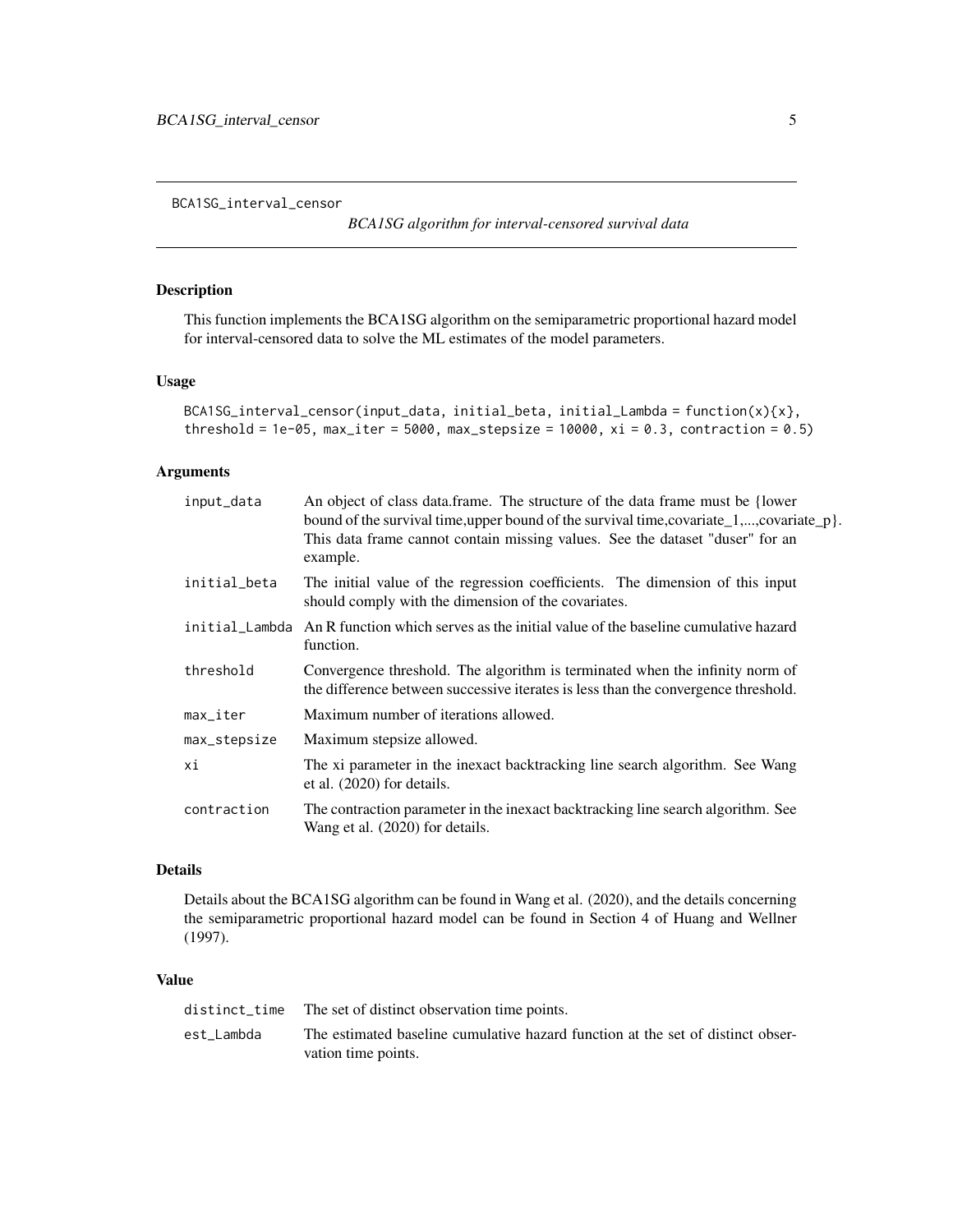BCA1SG_interval_censor

*BCA1SG algorithm for interval-censored survival data*

## Description

This function implements the BCA1SG algorithm on the semiparametric proportional hazard model for interval-censored data to solve the ML estimates of the model parameters.

## Usage

```
BCA1SG_interval_censor(input_data, initial_beta, initial_Lambda = function(x){x},
threshold = 1e-05, max_iter = 5000, max_stepsize = 10000, xi = 0.3, contraction = 0.5)
```

## Arguments

| | |
|---|---|
| input_data | An object of class data.frame. The structure of the data frame must be {lower bound of the survival time,upper bound of the survival time,covariate_1,...,covariate_p}. This data frame cannot contain missing values. See the dataset "duser" for an example. |
| initial_beta | The initial value of the regression coefficients. The dimension of this input should comply with the dimension of the covariates. |
| initial_Lambda | An R function which serves as the initial value of the baseline cumulative hazard function. |
| threshold | Convergence threshold. The algorithm is terminated when the infinity norm of the difference between successive iterates is less than the convergence threshold. |
| max_iter | Maximum number of iterations allowed. |
| max_stepsize | Maximum stepsize allowed. |
| xi | The xi parameter in the inexact backtracking line search algorithm. See Wang et al. (2020) for details. |
| contraction | The contraction parameter in the inexact backtracking line search algorithm. See Wang et al. (2020) for details. |

## Details

Details about the BCA1SG algorithm can be found in Wang et al. (2020), and the details concerning the semiparametric proportional hazard model can be found in Section 4 of Huang and Wellner (1997).

## Value

| | |
|---|---|
| distinct_time | The set of distinct observation time points. |
| est_Lambda | The estimated baseline cumulative hazard function at the set of distinct observation time points. |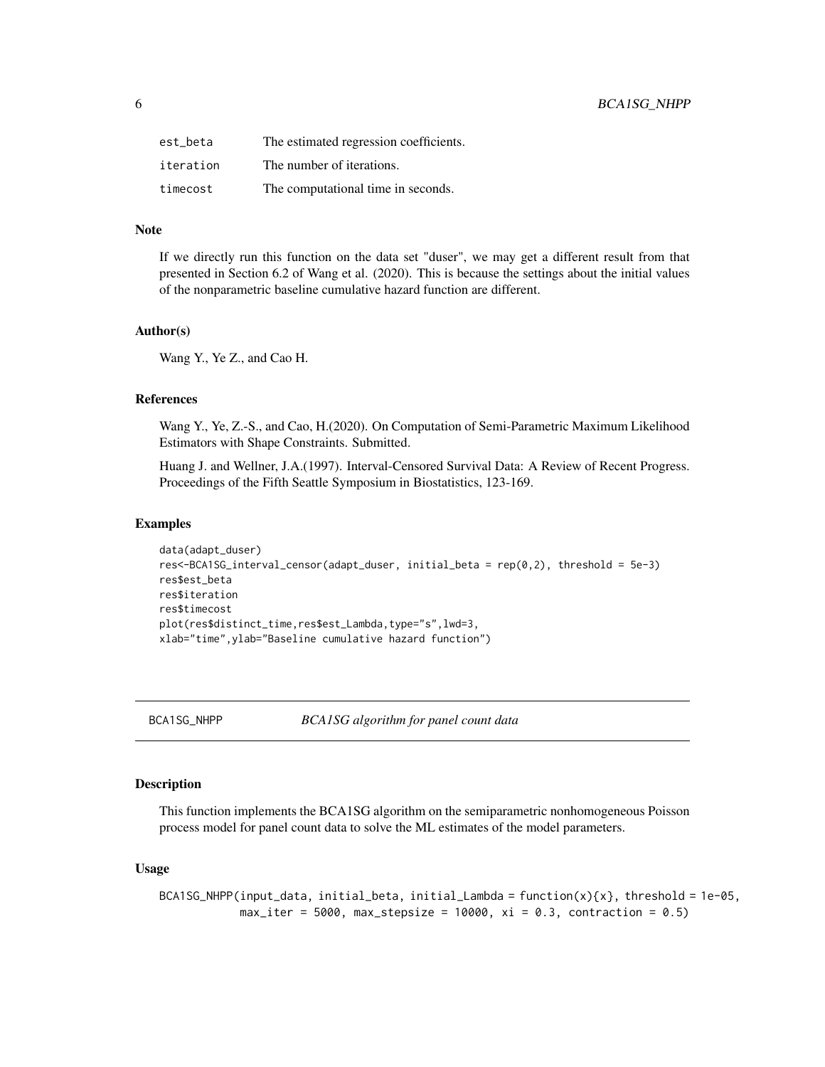| | |
|---|---|
| est_beta | The estimated regression coefficients. |
| iteration | The number of iterations. |
| timecost | The computational time in seconds. |

### Note

If we directly run this function on the data set "duser", we may get a different result from that presented in Section 6.2 of Wang et al. (2020). This is because the settings about the initial values of the nonparametric baseline cumulative hazard function are different.

### Author(s)

Wang Y., Ye Z., and Cao H.

### References

Wang Y., Ye, Z.-S., and Cao, H.(2020). On Computation of Semi-Parametric Maximum Likelihood Estimators with Shape Constraints. Submitted.

Huang J. and Wellner, J.A.(1997). Interval-Censored Survival Data: A Review of Recent Progress. Proceedings of the Fifth Seattle Symposium in Biostatistics, 123-169.

### Examples

```
data(adapt_duser)
res<-BCA1SG_interval_censor(adapt_duser, initial_beta = rep(0,2), threshold = 5e-3)
res$est_beta
res$iteration
res$timecost
plot(res$distinct_time,res$est_Lambda,type="s",lwd=3,
xlab="time",ylab="Baseline cumulative hazard function")
```

---

## BCA1SG_NHPP — *BCA1SG algorithm for panel count data*

---

### Description

This function implements the BCA1SG algorithm on the semiparametric nonhomogeneous Poisson process model for panel count data to solve the ML estimates of the model parameters.

### Usage

```
BCA1SG_NHPP(input_data, initial_beta, initial_Lambda = function(x){x}, threshold = 1e-05,
            max_iter = 5000, max_stepsize = 10000, xi = 0.3, contraction = 0.5)
```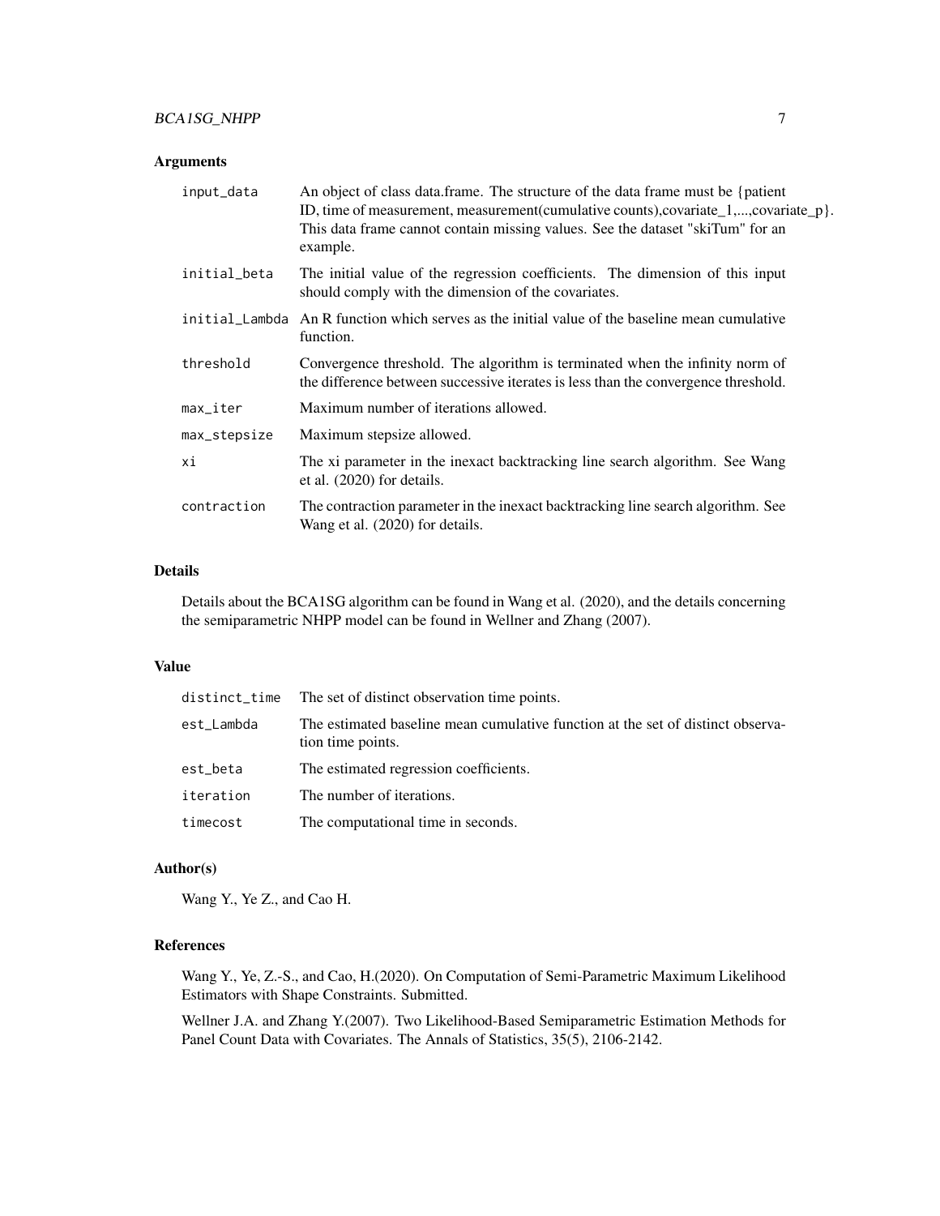## Arguments

| | |
|---|---|
| `input_data` | An object of class data.frame. The structure of the data frame must be {patient ID, time of measurement, measurement(cumulative counts),covariate_1,...,covariate_p}. This data frame cannot contain missing values. See the dataset "skiTum" for an example. |
| `initial_beta` | The initial value of the regression coefficients. The dimension of this input should comply with the dimension of the covariates. |
| `initial_Lambda` | An R function which serves as the initial value of the baseline mean cumulative function. |
| `threshold` | Convergence threshold. The algorithm is terminated when the infinity norm of the difference between successive iterates is less than the convergence threshold. |
| `max_iter` | Maximum number of iterations allowed. |
| `max_stepsize` | Maximum stepsize allowed. |
| `xi` | The xi parameter in the inexact backtracking line search algorithm. See Wang et al. (2020) for details. |
| `contraction` | The contraction parameter in the inexact backtracking line search algorithm. See Wang et al. (2020) for details. |

## Details

Details about the BCA1SG algorithm can be found in Wang et al. (2020), and the details concerning the semiparametric NHPP model can be found in Wellner and Zhang (2007).

## Value

| | |
|---|---|
| `distinct_time` | The set of distinct observation time points. |
| `est_Lambda` | The estimated baseline mean cumulative function at the set of distinct observation time points. |
| `est_beta` | The estimated regression coefficients. |
| `iteration` | The number of iterations. |
| `timecost` | The computational time in seconds. |

## Author(s)

Wang Y., Ye Z., and Cao H.

## References

Wang Y., Ye, Z.-S., and Cao, H.(2020). On Computation of Semi-Parametric Maximum Likelihood Estimators with Shape Constraints. Submitted.

Wellner J.A. and Zhang Y.(2007). Two Likelihood-Based Semiparametric Estimation Methods for Panel Count Data with Covariates. The Annals of Statistics, 35(5), 2106-2142.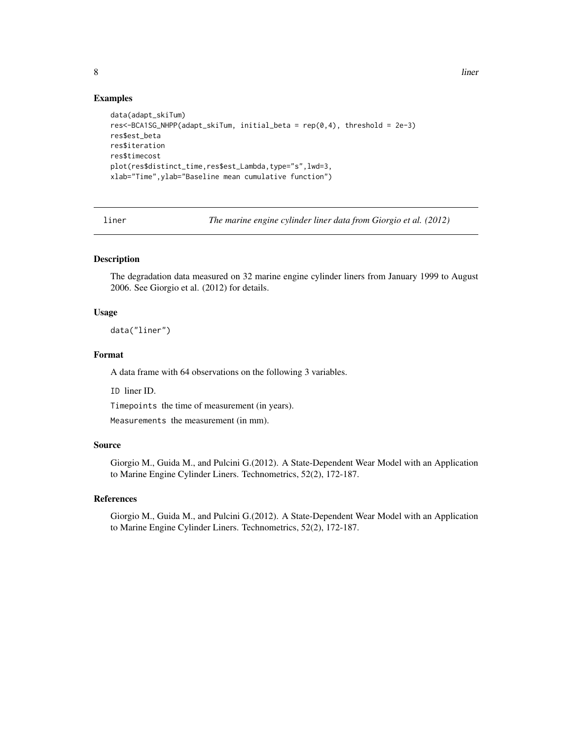## Examples

```
data(adapt_skiTum)
res<-BCA1SG_NHPP(adapt_skiTum, initial_beta = rep(0,4), threshold = 2e-3)
res$est_beta
res$iteration
res$timecost
plot(res$distinct_time,res$est_Lambda,type="s",lwd=3,
xlab="Time",ylab="Baseline mean cumulative function")
```

---

`liner` *The marine engine cylinder liner data from Giorgio et al. (2012)*

---

## Description

The degradation data measured on 32 marine engine cylinder liners from January 1999 to August 2006. See Giorgio et al. (2012) for details.

## Usage

```
data("liner")
```

## Format

A data frame with 64 observations on the following 3 variables.

`ID` liner ID.

`Timepoints` the time of measurement (in years).

`Measurements` the measurement (in mm).

## Source

Giorgio M., Guida M., and Pulcini G.(2012). A State-Dependent Wear Model with an Application to Marine Engine Cylinder Liners. Technometrics, 52(2), 172-187.

## References

Giorgio M., Guida M., and Pulcini G.(2012). A State-Dependent Wear Model with an Application to Marine Engine Cylinder Liners. Technometrics, 52(2), 172-187.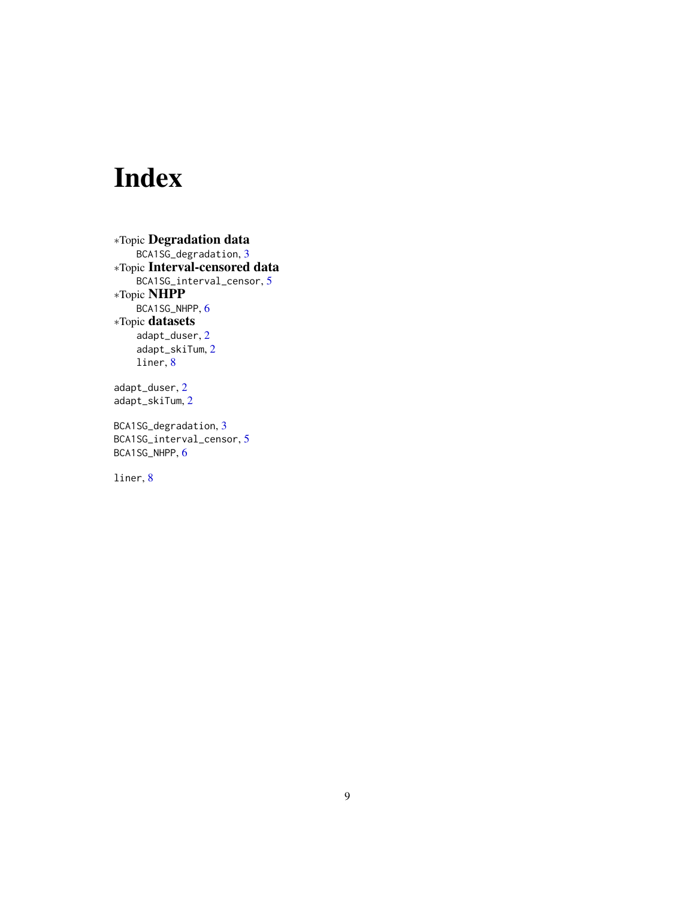# Index

∗Topic **Degradation data**
    BCA1SG_degradation, 3
∗Topic **Interval-censored data**
    BCA1SG_interval_censor, 5
∗Topic **NHPP**
    BCA1SG_NHPP, 6
∗Topic **datasets**
    adapt_duser, 2
    adapt_skiTum, 2
    liner, 8

adapt_duser, 2
adapt_skiTum, 2

BCA1SG_degradation, 3
BCA1SG_interval_censor, 5
BCA1SG_NHPP, 6

liner, 8